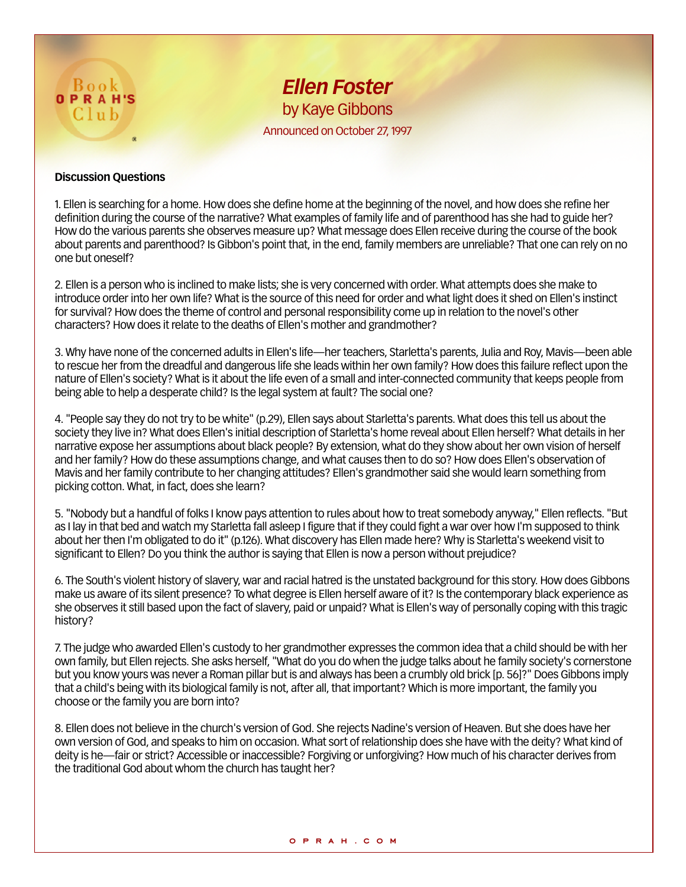# *Ellen Foster*

by Kaye Gibbons

Announced on October 27, 1997

**Discussion Questions**

1. Ellen is searching for a home. How does she define home at the beginning of the novel, and how does she refine her definition during the course of the narrative? What examples of family life and of parenthood has she had to guide her? How do the various parents she observes measure up? What message does Ellen receive during the course of the book about parents and parenthood? Is Gibbon's point that, in the end, family members are unreliable? That one can rely on no one but oneself?

2. Ellen is a person who is inclined to make lists; she is very concerned with order. What attempts does she make to introduce order into her own life? What is the source of this need for order and what light does it shed on Ellen's instinct for survival? How does the theme of control and personal responsibility come up in relation to the novel's other characters? How does it relate to the deaths of Ellen's mother and grandmother?

3. Why have none of the concerned adults in Ellen's life—her teachers, Starletta's parents, Julia and Roy, Mavis—been able to rescue her from the dreadful and dangerous life she leads within her own family? How does this failure reflect upon the nature of Ellen's society? What is it about the life even of a small and inter-connected community that keeps people from being able to help a desperate child? Is the legal system at fault? The social one?

4. "People say they do not try to be white" (p.29), Ellen says about Starletta's parents. What does this tell us about the society they live in? What does Ellen's initial description of Starletta's home reveal about Ellen herself? What details in her narrative expose her assumptions about black people? By extension, what do they show about her own vision of herself and her family? How do these assumptions change, and what causes then to do so? How does Ellen's observation of Mavis and her family contribute to her changing attitudes? Ellen's grandmother said she would learn something from picking cotton. What, in fact, does she learn?

5. "Nobody but a handful of folks I know pays attention to rules about how to treat somebody anyway," Ellen reflects. "But as I lay in that bed and watch my Starletta fall asleep I figure that if they could fight a war over how I'm supposed to think about her then I'm obligated to do it" (p.126). What discovery has Ellen made here? Why is Starletta's weekend visit to significant to Ellen? Do you think the author is saying that Ellen is now a person without prejudice?

6. The South's violent history of slavery, war and racial hatred is the unstated background for this story. How does Gibbons make us aware of its silent presence? To what degree is Ellen herself aware of it? Is the contemporary black experience as she observes it still based upon the fact of slavery, paid or unpaid? What is Ellen's way of personally coping with this tragic history?

7. The judge who awarded Ellen's custody to her grandmother expresses the common idea that a child should be with her own family, but Ellen rejects. She asks herself, "What do you do when the judge talks about he family society's cornerstone but you know yours was never a Roman pillar but is and always has been a crumbly old brick [p. 56]?" Does Gibbons imply that a child's being with its biological family is not, after all, that important? Which is more important, the family you choose or the family you are born into?

8. Ellen does not believe in the church's version of God. She rejects Nadine's version of Heaven. But she does have her own version of God, and speaks to him on occasion. What sort of relationship does she have with the deity? What kind of deity is he—fair or strict? Accessible or inaccessible? Forgiving or unforgiving? How much of his character derives from the traditional God about whom the church has taught her?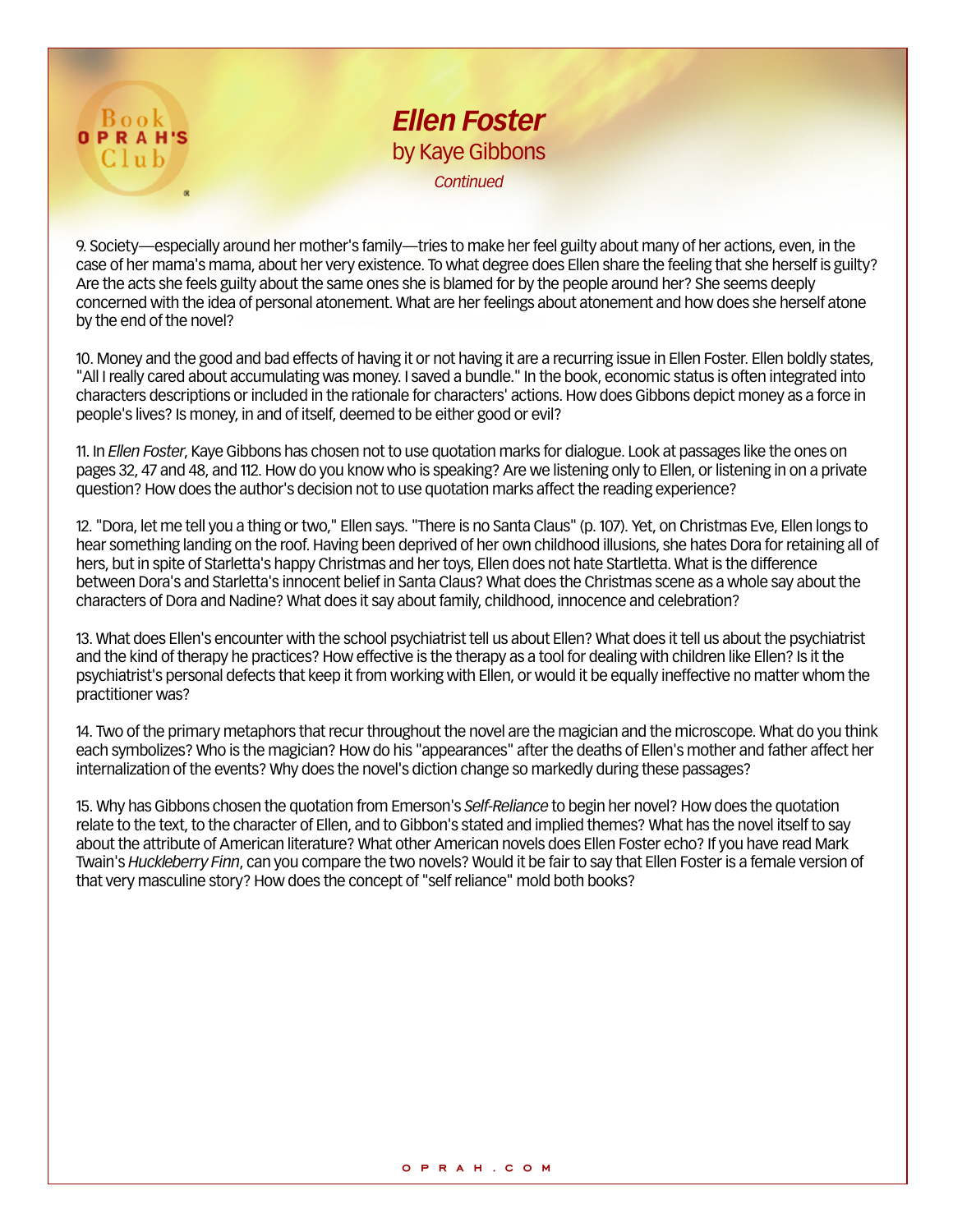# *Ellen Foster*

by Kaye Gibbons

*Continued*

9. Society—especially around her mother's family—tries to make her feel guilty about many of her actions, even, in the case of her mama's mama, about her very existence. To what degree does Ellen share the feeling that she herself is guilty? Are the acts she feels guilty about the same ones she is blamed for by the people around her? She seems deeply concerned with the idea of personal atonement. What are her feelings about atonement and how does she herself atone by the end of the novel?

10. Money and the good and bad effects of having it or not having it are a recurring issue in Ellen Foster. Ellen boldly states, "All I really cared about accumulating was money. I saved a bundle." In the book, economic status is often integrated into characters descriptions or included in the rationale for characters' actions. How does Gibbons depict money as a force in people's lives? Is money, in and of itself, deemed to be either good or evil?

11. In *Ellen Foster*, Kaye Gibbons has chosen not to use quotation marks for dialogue. Look at passages like the ones on pages 32, 47 and 48, and 112. How do you know who is speaking? Are we listening only to Ellen, or listening in on a private question? How does the author's decision not to use quotation marks affect the reading experience?

12. "Dora, let me tell you a thing or two," Ellen says. "There is no Santa Claus" (p. 107). Yet, on Christmas Eve, Ellen longs to hear something landing on the roof. Having been deprived of her own childhood illusions, she hates Dora for retaining all of hers, but in spite of Starletta's happy Christmas and her toys, Ellen does not hate Startletta. What is the difference between Dora's and Starletta's innocent belief in Santa Claus? What does the Christmas scene as a whole say about the characters of Dora and Nadine? What does it say about family, childhood, innocence and celebration?

13. What does Ellen's encounter with the school psychiatrist tell us about Ellen? What does it tell us about the psychiatrist and the kind of therapy he practices? How effective is the therapy as a tool for dealing with children like Ellen? Is it the psychiatrist's personal defects that keep it from working with Ellen, or would it be equally ineffective no matter whom the practitioner was?

14. Two of the primary metaphors that recur throughout the novel are the magician and the microscope. What do you think each symbolizes? Who is the magician? How do his "appearances" after the deaths of Ellen's mother and father affect her internalization of the events? Why does the novel's diction change so markedly during these passages?

15. Why has Gibbons chosen the quotation from Emerson's *Self-Reliance* to begin her novel? How does the quotation relate to the text, to the character of Ellen, and to Gibbon's stated and implied themes? What has the novel itself to say about the attribute of American literature? What other American novels does Ellen Foster echo? If you have read Mark Twain's *Huckleberry Finn*, can you compare the two novels? Would it be fair to say that Ellen Foster is a female version of that very masculine story? How does the concept of "self reliance" mold both books?